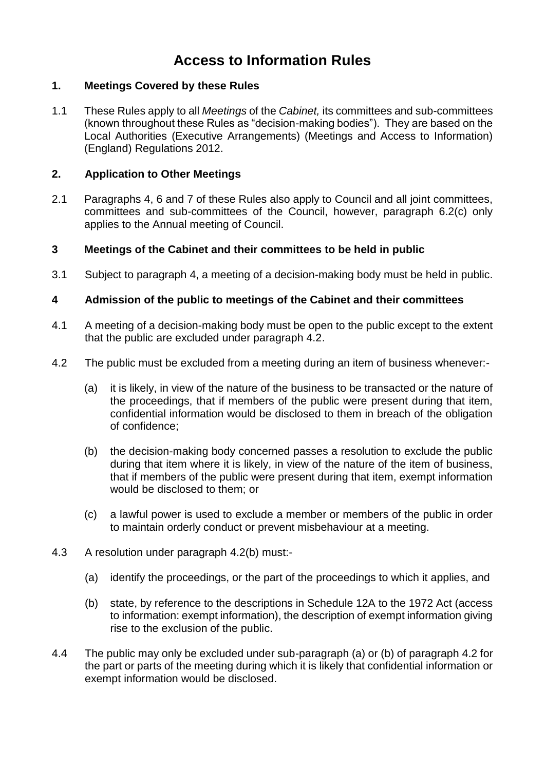# Access to Information Rules

## 1. Meetings Covered by these Rules

1.1 These Rules apply to all *Meetings* of the *Cabinet,* its committees and sub-committees (known throughout these Rules as "decision-making bodies"). They are based on the Local Authorities (Executive Arrangements) (Meetings and Access to Information) (England) Regulations 2012.

## 2. Application to Other Meetings

2.1 Paragraphs 4, 6 and 7 of these Rules also apply to Council and all joint committees, committees and sub-committees of the Council, however, paragraph 6.2(c) only applies to the Annual meeting of Council.

## 3 Meetings of the Cabinet and their committees to be held in public

3.1 Subject to paragraph 4, a meeting of a decision-making body must be held in public.

## 4 Admission of the public to meetings of the Cabinet and their committees

4.1 A meeting of a decision-making body must be open to the public except to the extent that the public are excluded under paragraph 4.2.

4.2 The public must be excluded from a meeting during an item of business whenever:-

(a) it is likely, in view of the nature of the business to be transacted or the nature of the proceedings, that if members of the public were present during that item, confidential information would be disclosed to them in breach of the obligation of confidence;

(b) the decision-making body concerned passes a resolution to exclude the public during that item where it is likely, in view of the nature of the item of business, that if members of the public were present during that item, exempt information would be disclosed to them; or

(c) a lawful power is used to exclude a member or members of the public in order to maintain orderly conduct or prevent misbehaviour at a meeting.

4.3 A resolution under paragraph 4.2(b) must:-

(a) identify the proceedings, or the part of the proceedings to which it applies, and

(b) state, by reference to the descriptions in Schedule 12A to the 1972 Act (access to information: exempt information), the description of exempt information giving rise to the exclusion of the public.

4.4 The public may only be excluded under sub-paragraph (a) or (b) of paragraph 4.2 for the part or parts of the meeting during which it is likely that confidential information or exempt information would be disclosed.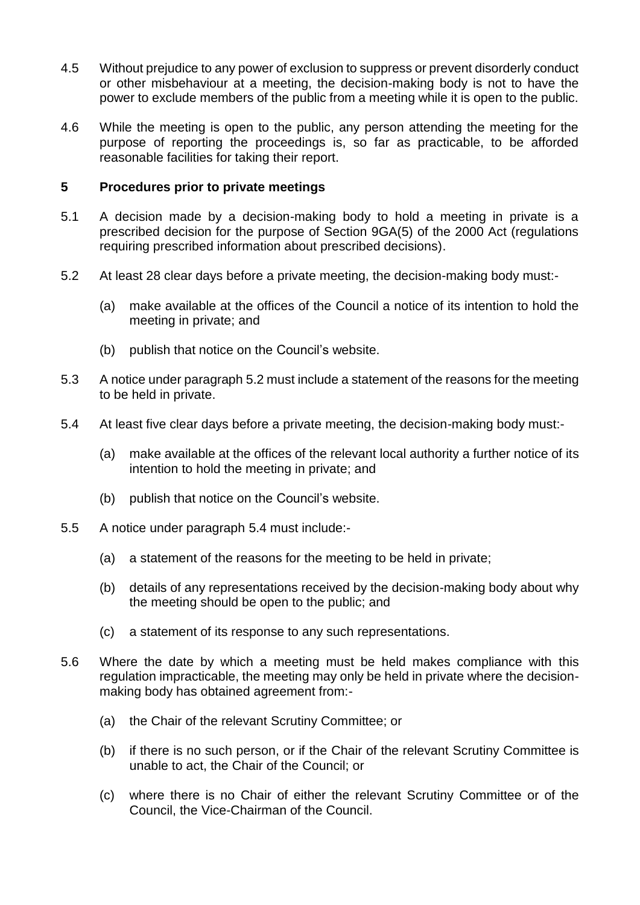4.5 Without prejudice to any power of exclusion to suppress or prevent disorderly conduct or other misbehaviour at a meeting, the decision-making body is not to have the power to exclude members of the public from a meeting while it is open to the public.

4.6 While the meeting is open to the public, any person attending the meeting for the purpose of reporting the proceedings is, so far as practicable, to be afforded reasonable facilities for taking their report.

## 5 Procedures prior to private meetings

5.1 A decision made by a decision-making body to hold a meeting in private is a prescribed decision for the purpose of Section 9GA(5) of the 2000 Act (regulations requiring prescribed information about prescribed decisions).

5.2 At least 28 clear days before a private meeting, the decision-making body must:-

(a) make available at the offices of the Council a notice of its intention to hold the meeting in private; and

(b) publish that notice on the Council's website.

5.3 A notice under paragraph 5.2 must include a statement of the reasons for the meeting to be held in private.

5.4 At least five clear days before a private meeting, the decision-making body must:-

(a) make available at the offices of the relevant local authority a further notice of its intention to hold the meeting in private; and

(b) publish that notice on the Council's website.

5.5 A notice under paragraph 5.4 must include:-

(a) a statement of the reasons for the meeting to be held in private;

(b) details of any representations received by the decision-making body about why the meeting should be open to the public; and

(c) a statement of its response to any such representations.

5.6 Where the date by which a meeting must be held makes compliance with this regulation impracticable, the meeting may only be held in private where the decision-making body has obtained agreement from:-

(a) the Chair of the relevant Scrutiny Committee; or

(b) if there is no such person, or if the Chair of the relevant Scrutiny Committee is unable to act, the Chair of the Council; or

(c) where there is no Chair of either the relevant Scrutiny Committee or of the Council, the Vice-Chairman of the Council.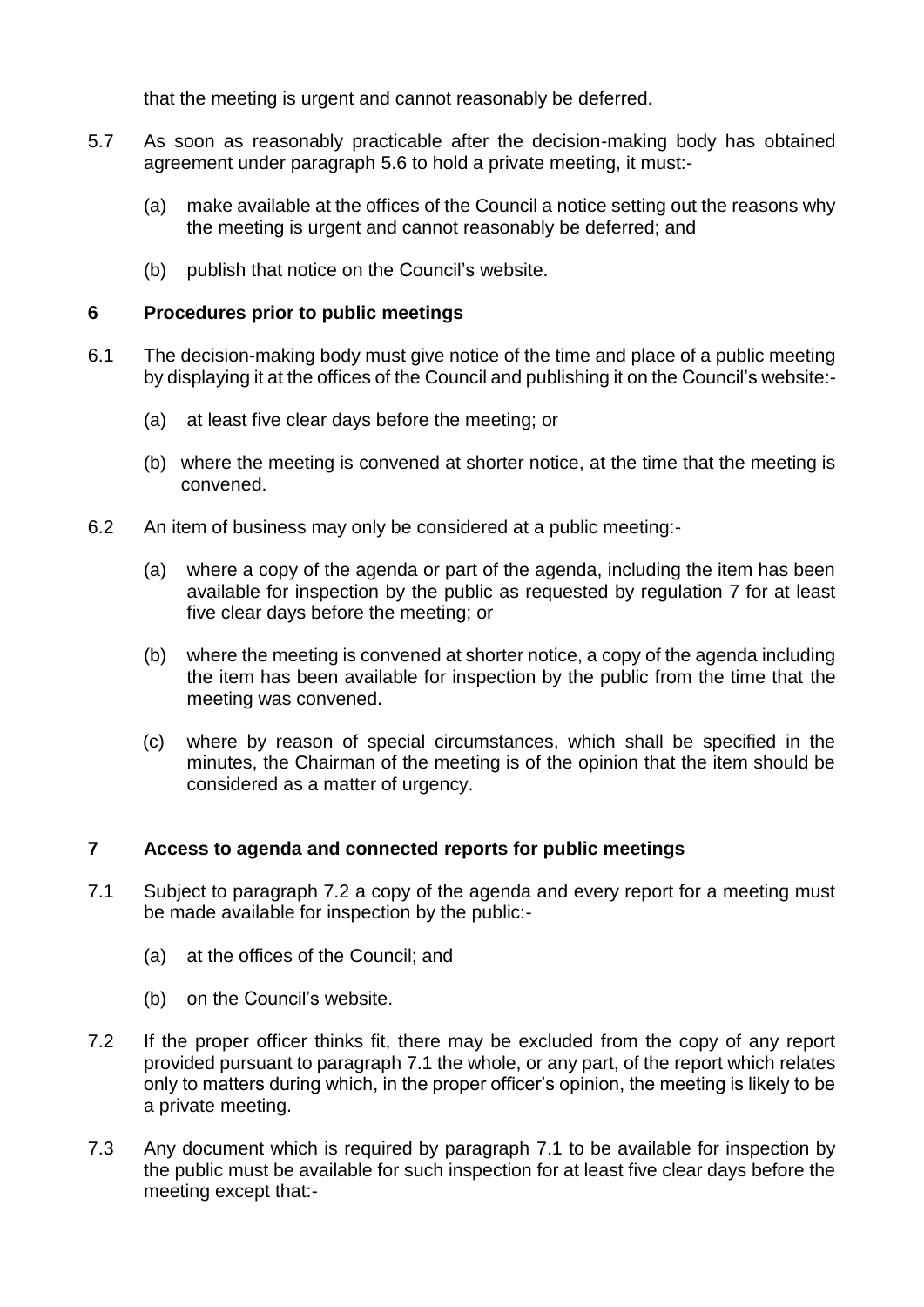that the meeting is urgent and cannot reasonably be deferred.

5.7 As soon as reasonably practicable after the decision-making body has obtained agreement under paragraph 5.6 to hold a private meeting, it must:-

(a) make available at the offices of the Council a notice setting out the reasons why the meeting is urgent and cannot reasonably be deferred; and

(b) publish that notice on the Council's website.

## 6 Procedures prior to public meetings

6.1 The decision-making body must give notice of the time and place of a public meeting by displaying it at the offices of the Council and publishing it on the Council's website:-

(a) at least five clear days before the meeting; or

(b) where the meeting is convened at shorter notice, at the time that the meeting is convened.

6.2 An item of business may only be considered at a public meeting:-

(a) where a copy of the agenda or part of the agenda, including the item has been available for inspection by the public as requested by regulation 7 for at least five clear days before the meeting; or

(b) where the meeting is convened at shorter notice, a copy of the agenda including the item has been available for inspection by the public from the time that the meeting was convened.

(c) where by reason of special circumstances, which shall be specified in the minutes, the Chairman of the meeting is of the opinion that the item should be considered as a matter of urgency.

## 7 Access to agenda and connected reports for public meetings

7.1 Subject to paragraph 7.2 a copy of the agenda and every report for a meeting must be made available for inspection by the public:-

(a) at the offices of the Council; and

(b) on the Council's website.

7.2 If the proper officer thinks fit, there may be excluded from the copy of any report provided pursuant to paragraph 7.1 the whole, or any part, of the report which relates only to matters during which, in the proper officer's opinion, the meeting is likely to be a private meeting.

7.3 Any document which is required by paragraph 7.1 to be available for inspection by the public must be available for such inspection for at least five clear days before the meeting except that:-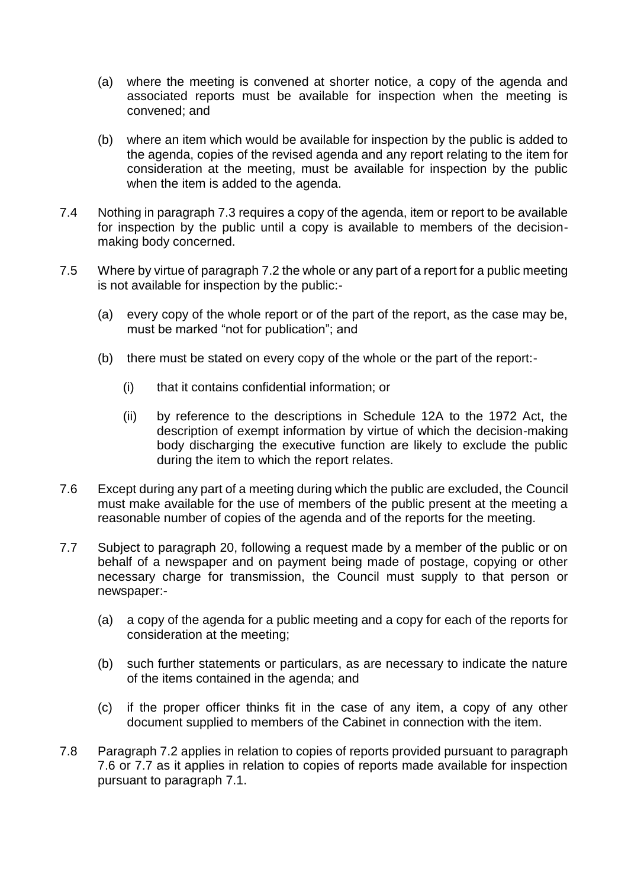(a) where the meeting is convened at shorter notice, a copy of the agenda and associated reports must be available for inspection when the meeting is convened; and

(b) where an item which would be available for inspection by the public is added to the agenda, copies of the revised agenda and any report relating to the item for consideration at the meeting, must be available for inspection by the public when the item is added to the agenda.

7.4 Nothing in paragraph 7.3 requires a copy of the agenda, item or report to be available for inspection by the public until a copy is available to members of the decision-making body concerned.

7.5 Where by virtue of paragraph 7.2 the whole or any part of a report for a public meeting is not available for inspection by the public:-

(a) every copy of the whole report or of the part of the report, as the case may be, must be marked "not for publication"; and

(b) there must be stated on every copy of the whole or the part of the report:-

(i) that it contains confidential information; or

(ii) by reference to the descriptions in Schedule 12A to the 1972 Act, the description of exempt information by virtue of which the decision-making body discharging the executive function are likely to exclude the public during the item to which the report relates.

7.6 Except during any part of a meeting during which the public are excluded, the Council must make available for the use of members of the public present at the meeting a reasonable number of copies of the agenda and of the reports for the meeting.

7.7 Subject to paragraph 20, following a request made by a member of the public or on behalf of a newspaper and on payment being made of postage, copying or other necessary charge for transmission, the Council must supply to that person or newspaper:-

(a) a copy of the agenda for a public meeting and a copy for each of the reports for consideration at the meeting;

(b) such further statements or particulars, as are necessary to indicate the nature of the items contained in the agenda; and

(c) if the proper officer thinks fit in the case of any item, a copy of any other document supplied to members of the Cabinet in connection with the item.

7.8 Paragraph 7.2 applies in relation to copies of reports provided pursuant to paragraph 7.6 or 7.7 as it applies in relation to copies of reports made available for inspection pursuant to paragraph 7.1.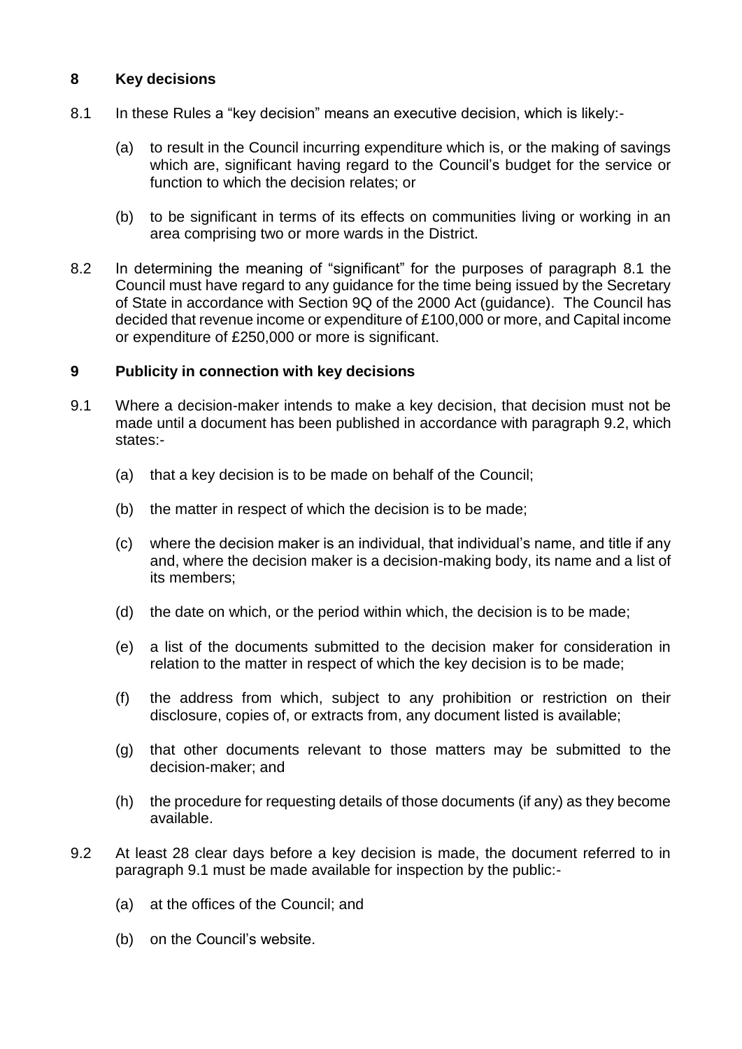## 8 Key decisions

8.1 In these Rules a "key decision" means an executive decision, which is likely:-

(a) to result in the Council incurring expenditure which is, or the making of savings which are, significant having regard to the Council's budget for the service or function to which the decision relates; or

(b) to be significant in terms of its effects on communities living or working in an area comprising two or more wards in the District.

8.2 In determining the meaning of "significant" for the purposes of paragraph 8.1 the Council must have regard to any guidance for the time being issued by the Secretary of State in accordance with Section 9Q of the 2000 Act (guidance). The Council has decided that revenue income or expenditure of £100,000 or more, and Capital income or expenditure of £250,000 or more is significant.

## 9 Publicity in connection with key decisions

9.1 Where a decision-maker intends to make a key decision, that decision must not be made until a document has been published in accordance with paragraph 9.2, which states:-

(a) that a key decision is to be made on behalf of the Council;

(b) the matter in respect of which the decision is to be made;

(c) where the decision maker is an individual, that individual's name, and title if any and, where the decision maker is a decision-making body, its name and a list of its members;

(d) the date on which, or the period within which, the decision is to be made;

(e) a list of the documents submitted to the decision maker for consideration in relation to the matter in respect of which the key decision is to be made;

(f) the address from which, subject to any prohibition or restriction on their disclosure, copies of, or extracts from, any document listed is available;

(g) that other documents relevant to those matters may be submitted to the decision-maker; and

(h) the procedure for requesting details of those documents (if any) as they become available.

9.2 At least 28 clear days before a key decision is made, the document referred to in paragraph 9.1 must be made available for inspection by the public:-

(a) at the offices of the Council; and

(b) on the Council's website.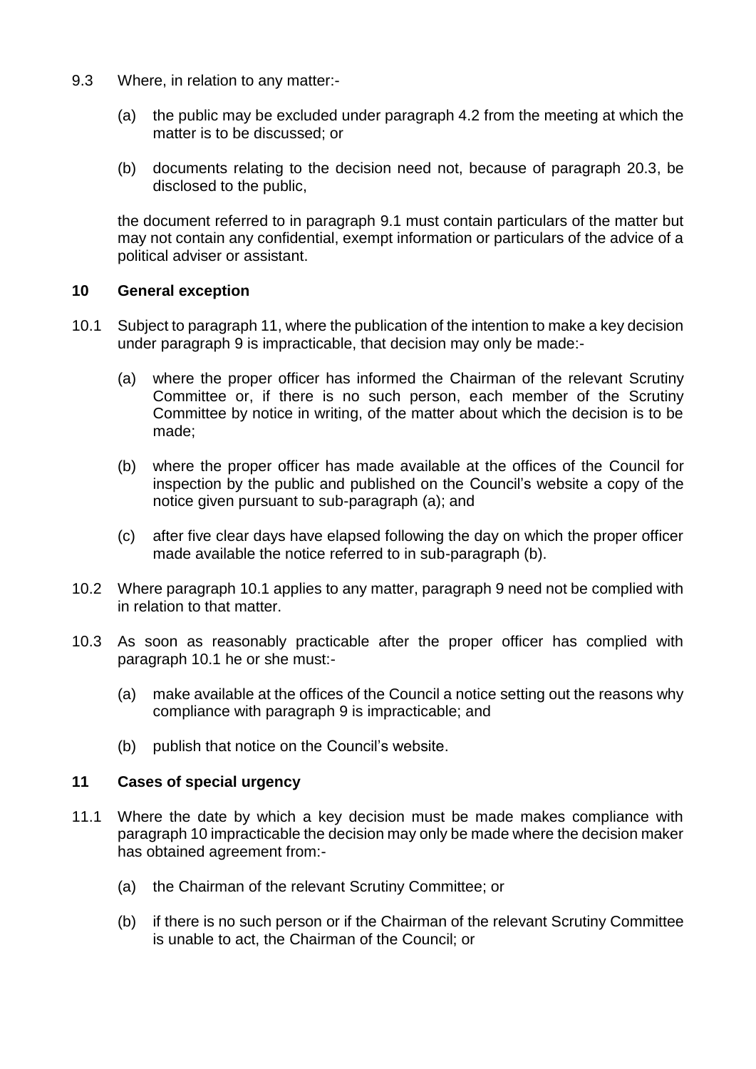9.3 Where, in relation to any matter:-

(a) the public may be excluded under paragraph 4.2 from the meeting at which the matter is to be discussed; or

(b) documents relating to the decision need not, because of paragraph 20.3, be disclosed to the public,

the document referred to in paragraph 9.1 must contain particulars of the matter but may not contain any confidential, exempt information or particulars of the advice of a political adviser or assistant.

## 10 General exception

10.1 Subject to paragraph 11, where the publication of the intention to make a key decision under paragraph 9 is impracticable, that decision may only be made:-

(a) where the proper officer has informed the Chairman of the relevant Scrutiny Committee or, if there is no such person, each member of the Scrutiny Committee by notice in writing, of the matter about which the decision is to be made;

(b) where the proper officer has made available at the offices of the Council for inspection by the public and published on the Council's website a copy of the notice given pursuant to sub-paragraph (a); and

(c) after five clear days have elapsed following the day on which the proper officer made available the notice referred to in sub-paragraph (b).

10.2 Where paragraph 10.1 applies to any matter, paragraph 9 need not be complied with in relation to that matter.

10.3 As soon as reasonably practicable after the proper officer has complied with paragraph 10.1 he or she must:-

(a) make available at the offices of the Council a notice setting out the reasons why compliance with paragraph 9 is impracticable; and

(b) publish that notice on the Council's website.

## 11 Cases of special urgency

11.1 Where the date by which a key decision must be made makes compliance with paragraph 10 impracticable the decision may only be made where the decision maker has obtained agreement from:-

(a) the Chairman of the relevant Scrutiny Committee; or

(b) if there is no such person or if the Chairman of the relevant Scrutiny Committee is unable to act, the Chairman of the Council; or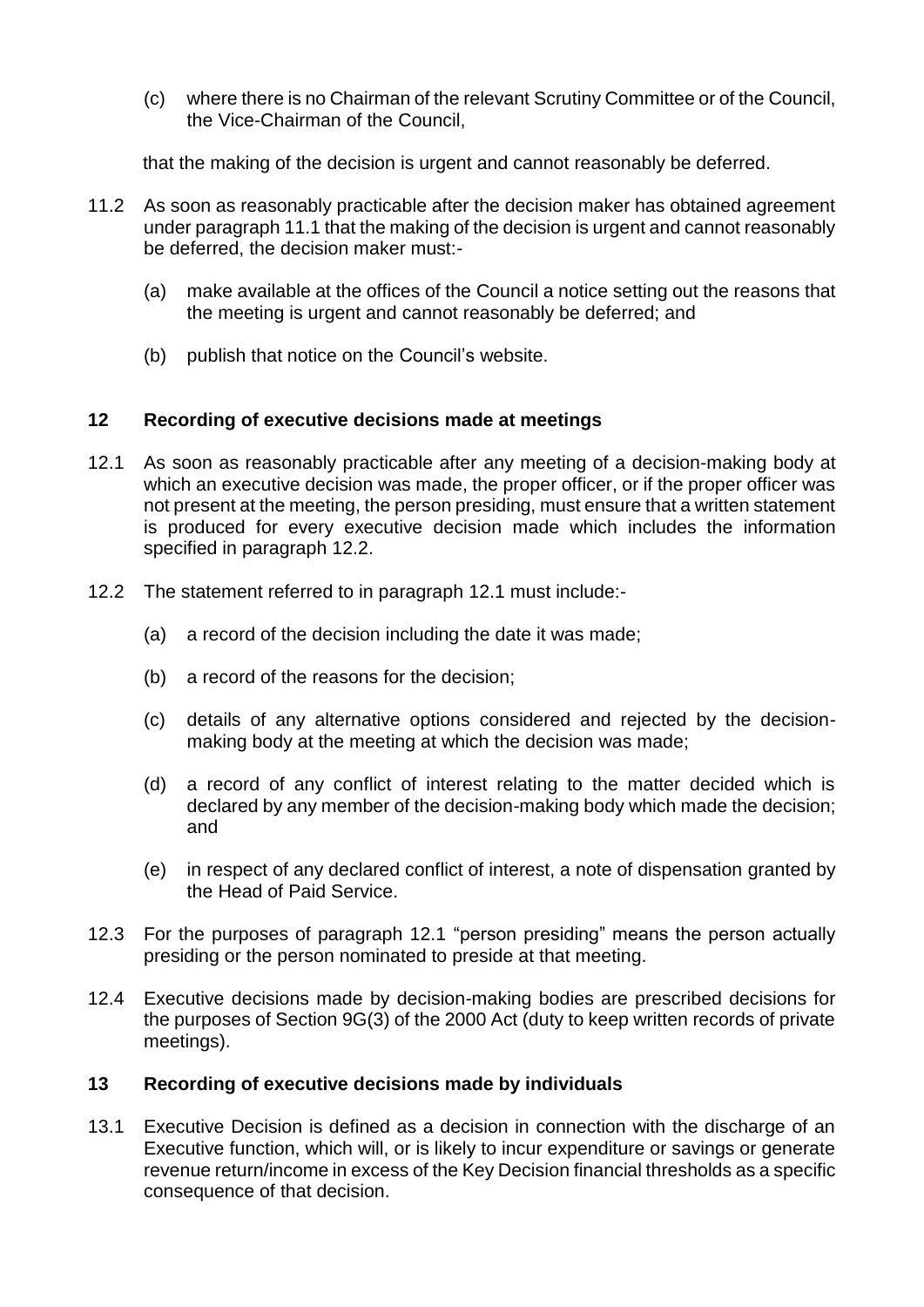(c) where there is no Chairman of the relevant Scrutiny Committee or of the Council, the Vice-Chairman of the Council,

that the making of the decision is urgent and cannot reasonably be deferred.

11.2 As soon as reasonably practicable after the decision maker has obtained agreement under paragraph 11.1 that the making of the decision is urgent and cannot reasonably be deferred, the decision maker must:-

(a) make available at the offices of the Council a notice setting out the reasons that the meeting is urgent and cannot reasonably be deferred; and

(b) publish that notice on the Council's website.

## 12 Recording of executive decisions made at meetings

12.1 As soon as reasonably practicable after any meeting of a decision-making body at which an executive decision was made, the proper officer, or if the proper officer was not present at the meeting, the person presiding, must ensure that a written statement is produced for every executive decision made which includes the information specified in paragraph 12.2.

12.2 The statement referred to in paragraph 12.1 must include:-

(a) a record of the decision including the date it was made;

(b) a record of the reasons for the decision;

(c) details of any alternative options considered and rejected by the decision-making body at the meeting at which the decision was made;

(d) a record of any conflict of interest relating to the matter decided which is declared by any member of the decision-making body which made the decision; and

(e) in respect of any declared conflict of interest, a note of dispensation granted by the Head of Paid Service.

12.3 For the purposes of paragraph 12.1 "person presiding" means the person actually presiding or the person nominated to preside at that meeting.

12.4 Executive decisions made by decision-making bodies are prescribed decisions for the purposes of Section 9G(3) of the 2000 Act (duty to keep written records of private meetings).

## 13 Recording of executive decisions made by individuals

13.1 Executive Decision is defined as a decision in connection with the discharge of an Executive function, which will, or is likely to incur expenditure or savings or generate revenue return/income in excess of the Key Decision financial thresholds as a specific consequence of that decision.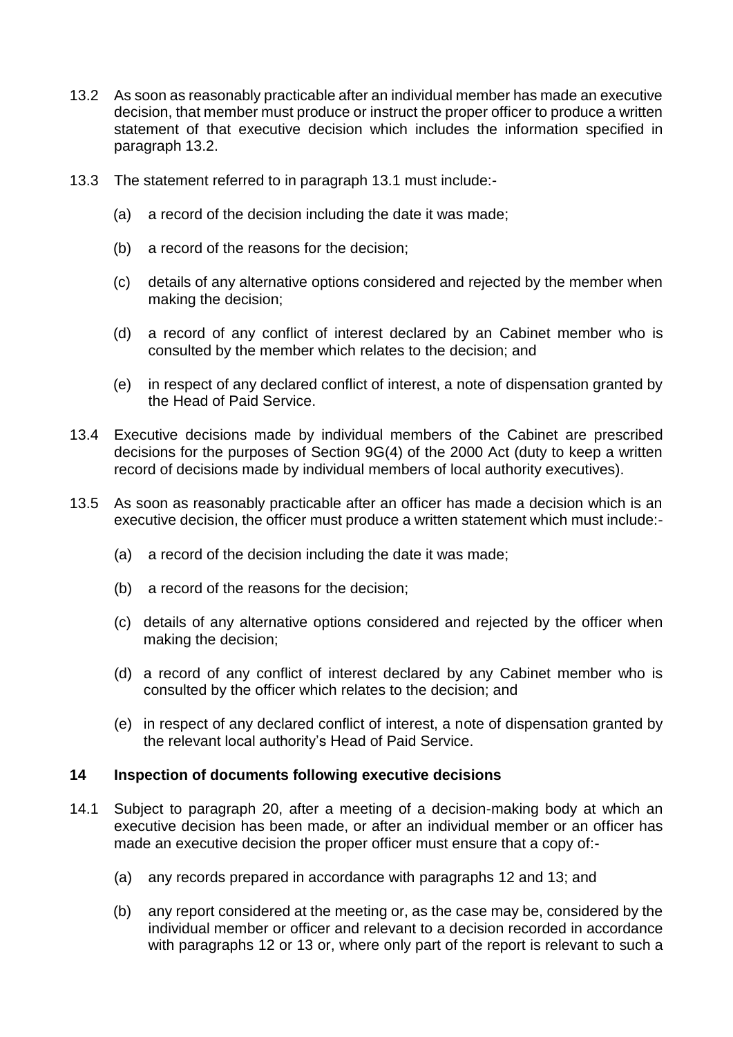13.2 As soon as reasonably practicable after an individual member has made an executive decision, that member must produce or instruct the proper officer to produce a written statement of that executive decision which includes the information specified in paragraph 13.2.

13.3 The statement referred to in paragraph 13.1 must include:-

- (a) a record of the decision including the date it was made;
- (b) a record of the reasons for the decision;
- (c) details of any alternative options considered and rejected by the member when making the decision;
- (d) a record of any conflict of interest declared by an Cabinet member who is consulted by the member which relates to the decision; and
- (e) in respect of any declared conflict of interest, a note of dispensation granted by the Head of Paid Service.

13.4 Executive decisions made by individual members of the Cabinet are prescribed decisions for the purposes of Section 9G(4) of the 2000 Act (duty to keep a written record of decisions made by individual members of local authority executives).

13.5 As soon as reasonably practicable after an officer has made a decision which is an executive decision, the officer must produce a written statement which must include:-

- (a) a record of the decision including the date it was made;
- (b) a record of the reasons for the decision;
- (c) details of any alternative options considered and rejected by the officer when making the decision;
- (d) a record of any conflict of interest declared by any Cabinet member who is consulted by the officer which relates to the decision; and
- (e) in respect of any declared conflict of interest, a note of dispensation granted by the relevant local authority's Head of Paid Service.

## 14 Inspection of documents following executive decisions

14.1 Subject to paragraph 20, after a meeting of a decision-making body at which an executive decision has been made, or after an individual member or an officer has made an executive decision the proper officer must ensure that a copy of:-

- (a) any records prepared in accordance with paragraphs 12 and 13; and
- (b) any report considered at the meeting or, as the case may be, considered by the individual member or officer and relevant to a decision recorded in accordance with paragraphs 12 or 13 or, where only part of the report is relevant to such a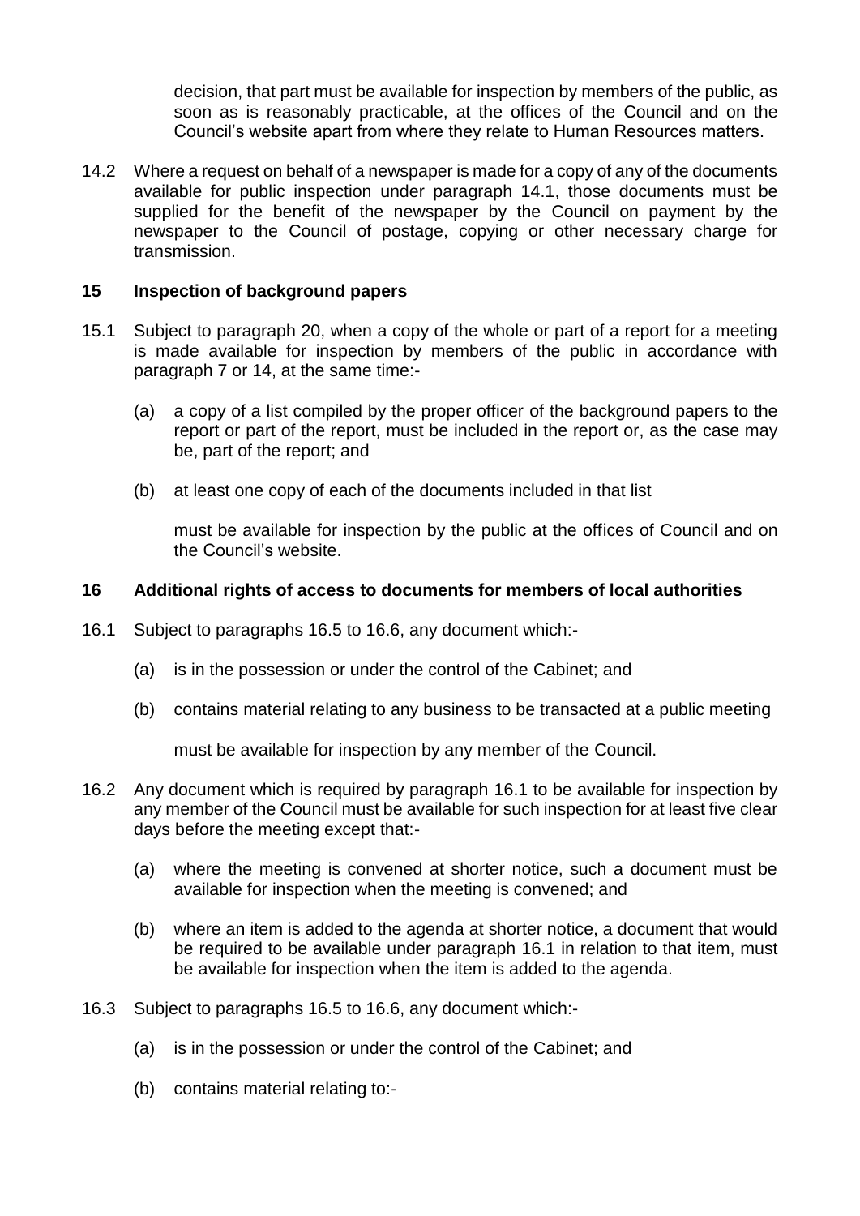decision, that part must be available for inspection by members of the public, as soon as is reasonably practicable, at the offices of the Council and on the Council's website apart from where they relate to Human Resources matters.

14.2 Where a request on behalf of a newspaper is made for a copy of any of the documents available for public inspection under paragraph 14.1, those documents must be supplied for the benefit of the newspaper by the Council on payment by the newspaper to the Council of postage, copying or other necessary charge for transmission.

## 15 Inspection of background papers

15.1 Subject to paragraph 20, when a copy of the whole or part of a report for a meeting is made available for inspection by members of the public in accordance with paragraph 7 or 14, at the same time:-

(a) a copy of a list compiled by the proper officer of the background papers to the report or part of the report, must be included in the report or, as the case may be, part of the report; and

(b) at least one copy of each of the documents included in that list

must be available for inspection by the public at the offices of Council and on the Council's website.

## 16 Additional rights of access to documents for members of local authorities

16.1 Subject to paragraphs 16.5 to 16.6, any document which:-

(a) is in the possession or under the control of the Cabinet; and

(b) contains material relating to any business to be transacted at a public meeting

must be available for inspection by any member of the Council.

16.2 Any document which is required by paragraph 16.1 to be available for inspection by any member of the Council must be available for such inspection for at least five clear days before the meeting except that:-

(a) where the meeting is convened at shorter notice, such a document must be available for inspection when the meeting is convened; and

(b) where an item is added to the agenda at shorter notice, a document that would be required to be available under paragraph 16.1 in relation to that item, must be available for inspection when the item is added to the agenda.

16.3 Subject to paragraphs 16.5 to 16.6, any document which:-

(a) is in the possession or under the control of the Cabinet; and

(b) contains material relating to:-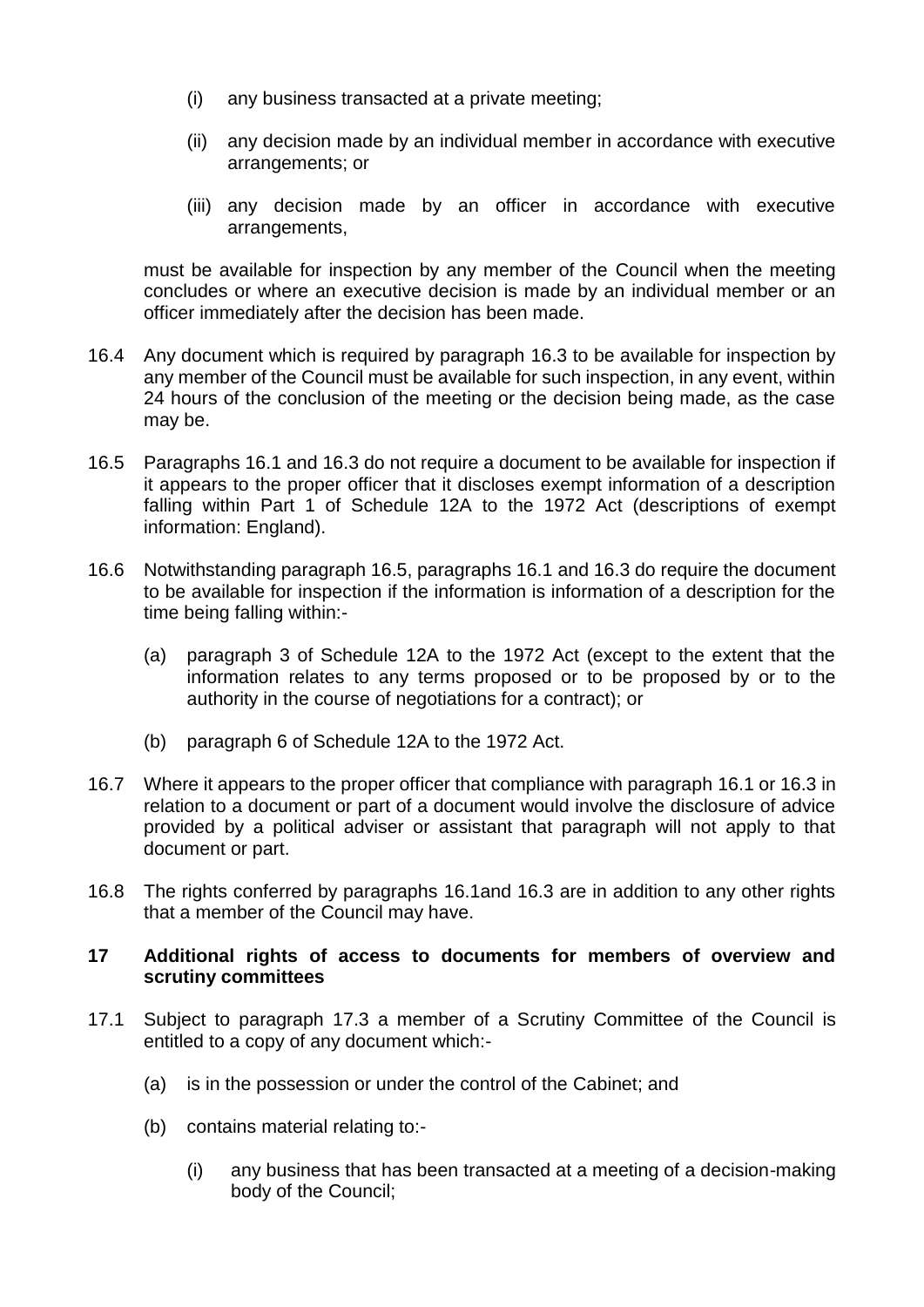- (i) any business transacted at a private meeting;
- (ii) any decision made by an individual member in accordance with executive arrangements; or
- (iii) any decision made by an officer in accordance with executive arrangements,

must be available for inspection by any member of the Council when the meeting concludes or where an executive decision is made by an individual member or an officer immediately after the decision has been made.

16.4 Any document which is required by paragraph 16.3 to be available for inspection by any member of the Council must be available for such inspection, in any event, within 24 hours of the conclusion of the meeting or the decision being made, as the case may be.

16.5 Paragraphs 16.1 and 16.3 do not require a document to be available for inspection if it appears to the proper officer that it discloses exempt information of a description falling within Part 1 of Schedule 12A to the 1972 Act (descriptions of exempt information: England).

16.6 Notwithstanding paragraph 16.5, paragraphs 16.1 and 16.3 do require the document to be available for inspection if the information is information of a description for the time being falling within:-

- (a) paragraph 3 of Schedule 12A to the 1972 Act (except to the extent that the information relates to any terms proposed or to be proposed by or to the authority in the course of negotiations for a contract); or
- (b) paragraph 6 of Schedule 12A to the 1972 Act.

16.7 Where it appears to the proper officer that compliance with paragraph 16.1 or 16.3 in relation to a document or part of a document would involve the disclosure of advice provided by a political adviser or assistant that paragraph will not apply to that document or part.

16.8 The rights conferred by paragraphs 16.1and 16.3 are in addition to any other rights that a member of the Council may have.

## 17 Additional rights of access to documents for members of overview and scrutiny committees

17.1 Subject to paragraph 17.3 a member of a Scrutiny Committee of the Council is entitled to a copy of any document which:-

- (a) is in the possession or under the control of the Cabinet; and
- (b) contains material relating to:-
  - (i) any business that has been transacted at a meeting of a decision-making body of the Council;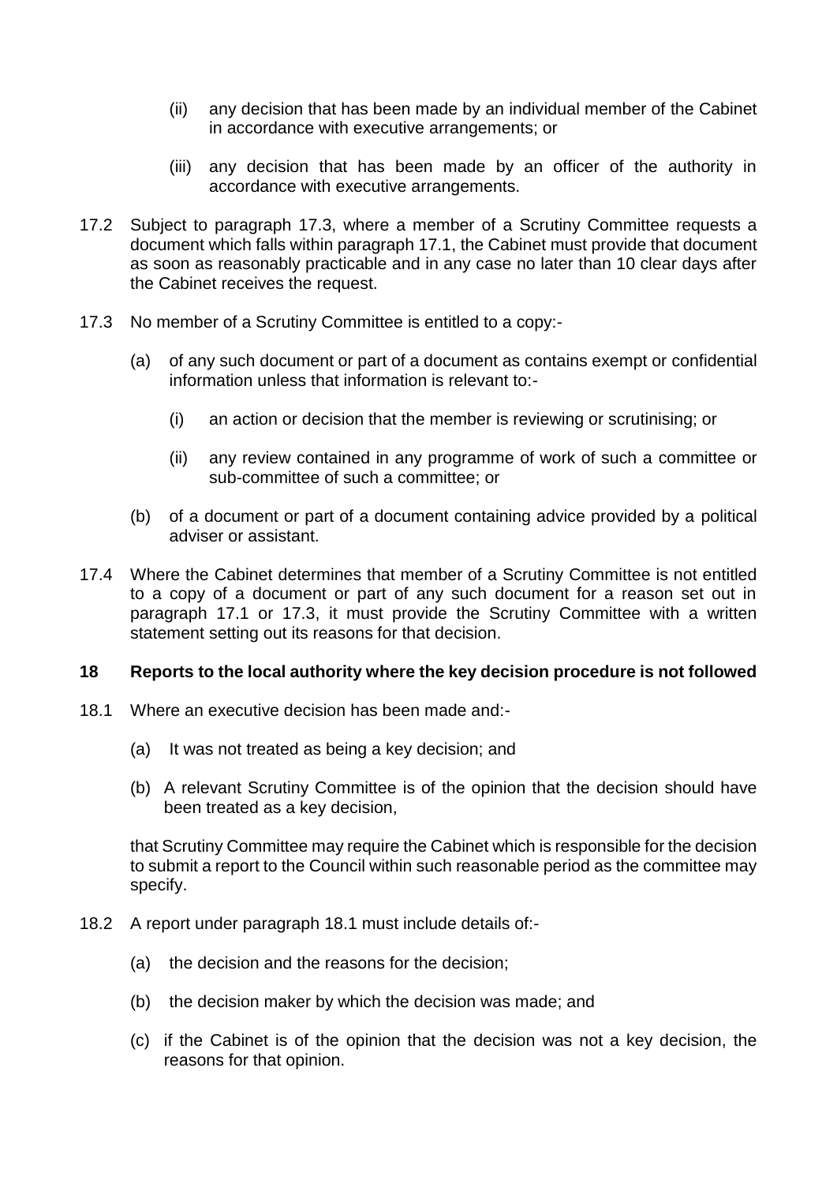(ii) any decision that has been made by an individual member of the Cabinet in accordance with executive arrangements; or

(iii) any decision that has been made by an officer of the authority in accordance with executive arrangements.

17.2 Subject to paragraph 17.3, where a member of a Scrutiny Committee requests a document which falls within paragraph 17.1, the Cabinet must provide that document as soon as reasonably practicable and in any case no later than 10 clear days after the Cabinet receives the request.

17.3 No member of a Scrutiny Committee is entitled to a copy:-

(a) of any such document or part of a document as contains exempt or confidential information unless that information is relevant to:-

(i) an action or decision that the member is reviewing or scrutinising; or

(ii) any review contained in any programme of work of such a committee or sub-committee of such a committee; or

(b) of a document or part of a document containing advice provided by a political adviser or assistant.

17.4 Where the Cabinet determines that member of a Scrutiny Committee is not entitled to a copy of a document or part of any such document for a reason set out in paragraph 17.1 or 17.3, it must provide the Scrutiny Committee with a written statement setting out its reasons for that decision.

## 18 Reports to the local authority where the key decision procedure is not followed

18.1 Where an executive decision has been made and:-

(a) It was not treated as being a key decision; and

(b) A relevant Scrutiny Committee is of the opinion that the decision should have been treated as a key decision,

that Scrutiny Committee may require the Cabinet which is responsible for the decision to submit a report to the Council within such reasonable period as the committee may specify.

18.2 A report under paragraph 18.1 must include details of:-

(a) the decision and the reasons for the decision;

(b) the decision maker by which the decision was made; and

(c) if the Cabinet is of the opinion that the decision was not a key decision, the reasons for that opinion.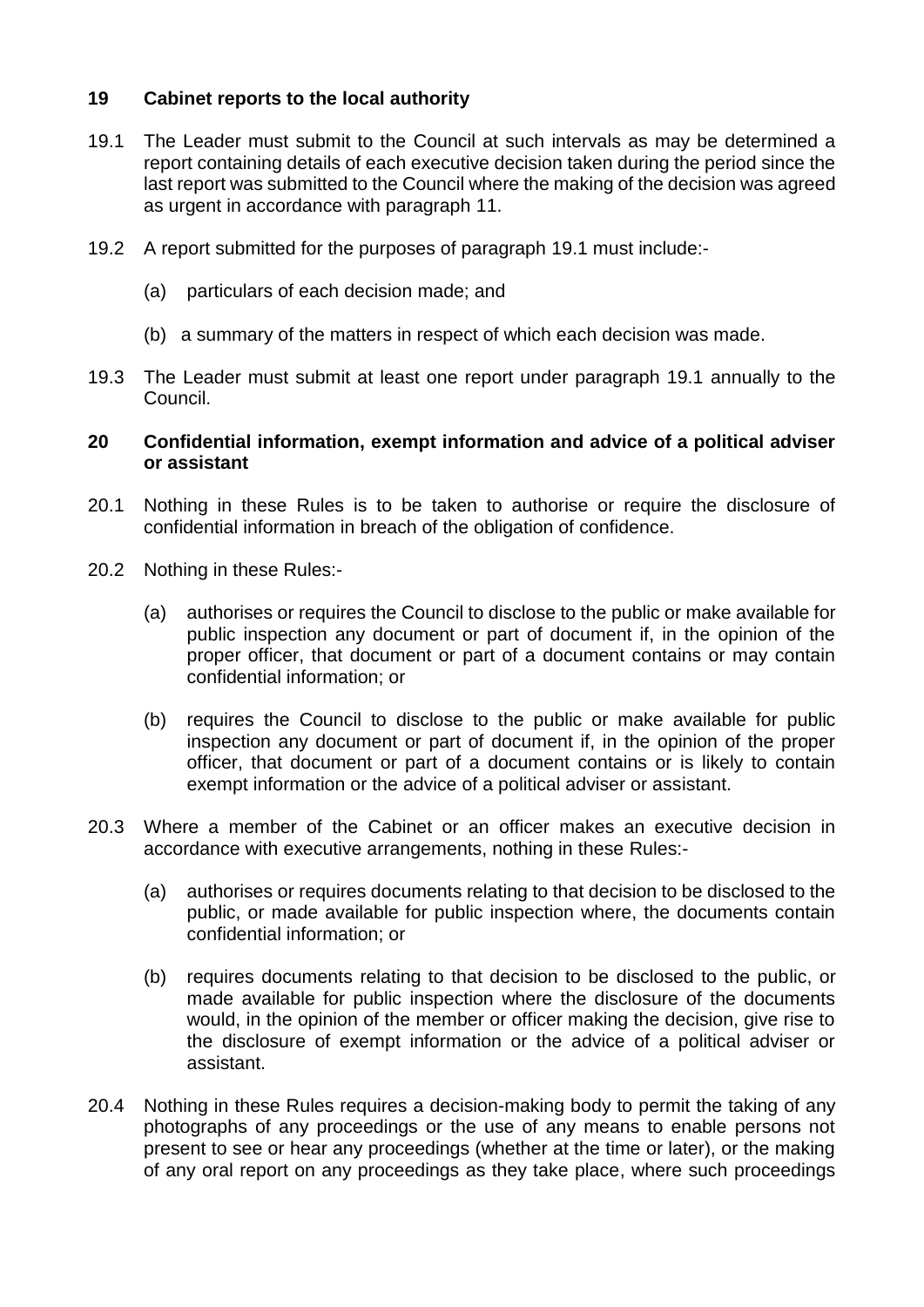## 19 Cabinet reports to the local authority

19.1 The Leader must submit to the Council at such intervals as may be determined a report containing details of each executive decision taken during the period since the last report was submitted to the Council where the making of the decision was agreed as urgent in accordance with paragraph 11.

19.2 A report submitted for the purposes of paragraph 19.1 must include:-

(a) particulars of each decision made; and

(b) a summary of the matters in respect of which each decision was made.

19.3 The Leader must submit at least one report under paragraph 19.1 annually to the Council.

## 20 Confidential information, exempt information and advice of a political adviser or assistant

20.1 Nothing in these Rules is to be taken to authorise or require the disclosure of confidential information in breach of the obligation of confidence.

20.2 Nothing in these Rules:-

(a) authorises or requires the Council to disclose to the public or make available for public inspection any document or part of document if, in the opinion of the proper officer, that document or part of a document contains or may contain confidential information; or

(b) requires the Council to disclose to the public or make available for public inspection any document or part of document if, in the opinion of the proper officer, that document or part of a document contains or is likely to contain exempt information or the advice of a political adviser or assistant.

20.3 Where a member of the Cabinet or an officer makes an executive decision in accordance with executive arrangements, nothing in these Rules:-

(a) authorises or requires documents relating to that decision to be disclosed to the public, or made available for public inspection where, the documents contain confidential information; or

(b) requires documents relating to that decision to be disclosed to the public, or made available for public inspection where the disclosure of the documents would, in the opinion of the member or officer making the decision, give rise to the disclosure of exempt information or the advice of a political adviser or assistant.

20.4 Nothing in these Rules requires a decision-making body to permit the taking of any photographs of any proceedings or the use of any means to enable persons not present to see or hear any proceedings (whether at the time or later), or the making of any oral report on any proceedings as they take place, where such proceedings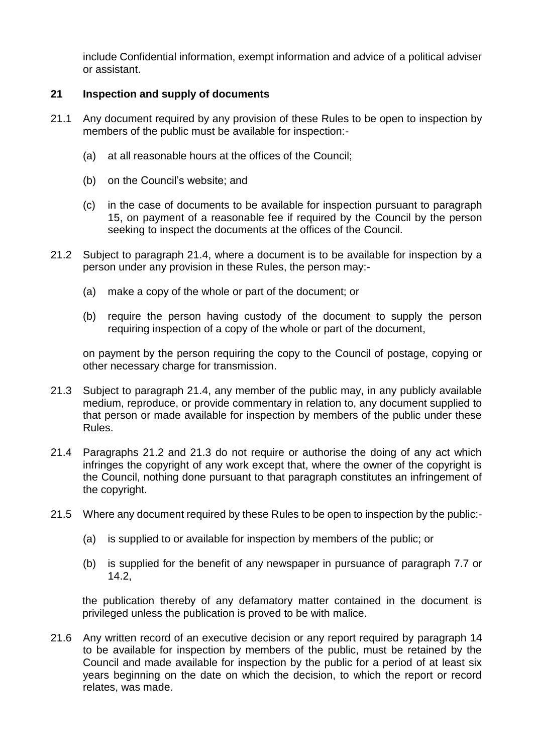include Confidential information, exempt information and advice of a political adviser or assistant.

## 21 Inspection and supply of documents

21.1 Any document required by any provision of these Rules to be open to inspection by members of the public must be available for inspection:-

(a) at all reasonable hours at the offices of the Council;

(b) on the Council's website; and

(c) in the case of documents to be available for inspection pursuant to paragraph 15, on payment of a reasonable fee if required by the Council by the person seeking to inspect the documents at the offices of the Council.

21.2 Subject to paragraph 21.4, where a document is to be available for inspection by a person under any provision in these Rules, the person may:-

(a) make a copy of the whole or part of the document; or

(b) require the person having custody of the document to supply the person requiring inspection of a copy of the whole or part of the document,

on payment by the person requiring the copy to the Council of postage, copying or other necessary charge for transmission.

21.3 Subject to paragraph 21.4, any member of the public may, in any publicly available medium, reproduce, or provide commentary in relation to, any document supplied to that person or made available for inspection by members of the public under these Rules.

21.4 Paragraphs 21.2 and 21.3 do not require or authorise the doing of any act which infringes the copyright of any work except that, where the owner of the copyright is the Council, nothing done pursuant to that paragraph constitutes an infringement of the copyright.

21.5 Where any document required by these Rules to be open to inspection by the public:-

(a) is supplied to or available for inspection by members of the public; or

(b) is supplied for the benefit of any newspaper in pursuance of paragraph 7.7 or 14.2,

the publication thereby of any defamatory matter contained in the document is privileged unless the publication is proved to be with malice.

21.6 Any written record of an executive decision or any report required by paragraph 14 to be available for inspection by members of the public, must be retained by the Council and made available for inspection by the public for a period of at least six years beginning on the date on which the decision, to which the report or record relates, was made.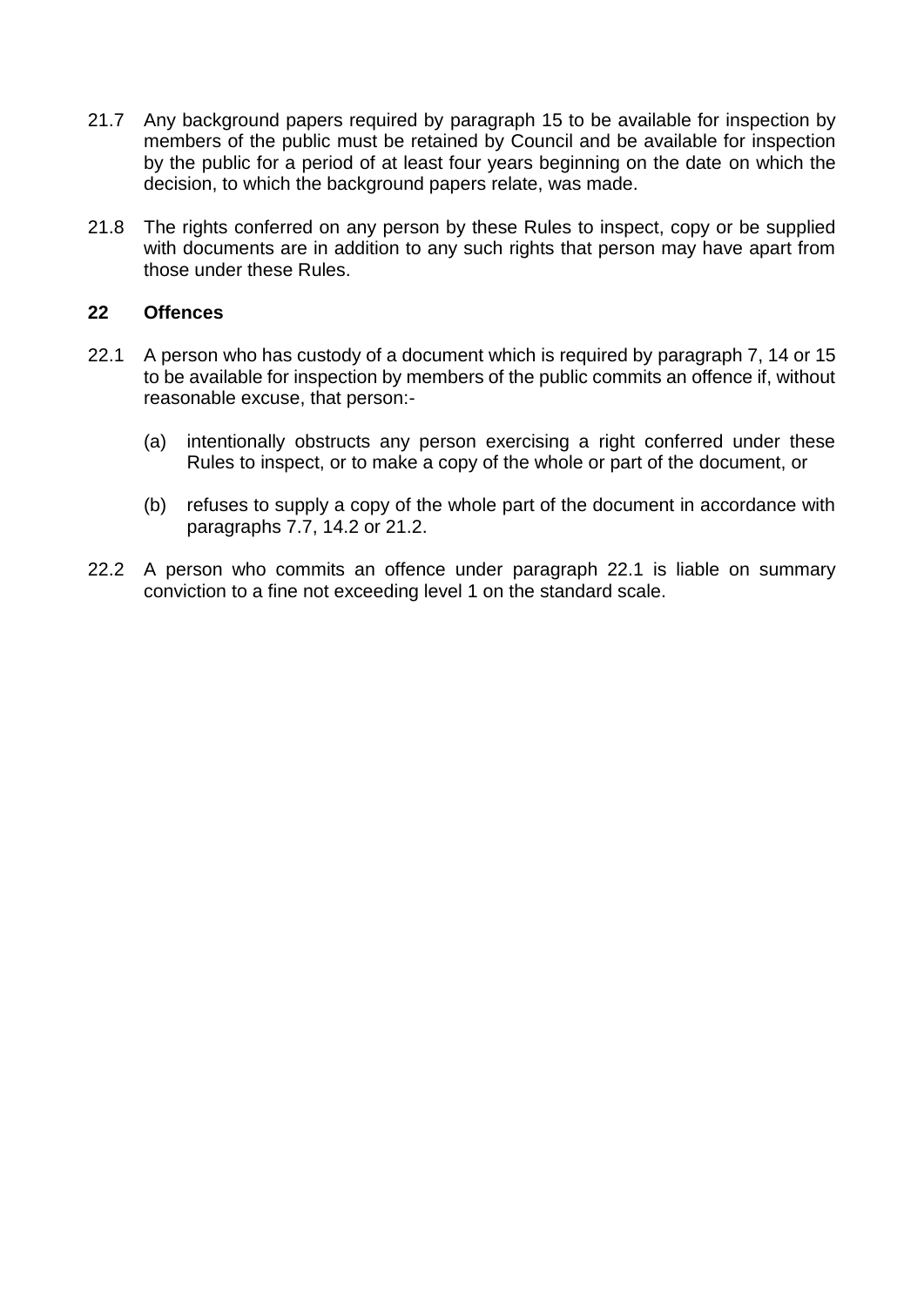21.7 Any background papers required by paragraph 15 to be available for inspection by members of the public must be retained by Council and be available for inspection by the public for a period of at least four years beginning on the date on which the decision, to which the background papers relate, was made.

21.8 The rights conferred on any person by these Rules to inspect, copy or be supplied with documents are in addition to any such rights that person may have apart from those under these Rules.

## 22 Offences

22.1 A person who has custody of a document which is required by paragraph 7, 14 or 15 to be available for inspection by members of the public commits an offence if, without reasonable excuse, that person:-

(a) intentionally obstructs any person exercising a right conferred under these Rules to inspect, or to make a copy of the whole or part of the document, or

(b) refuses to supply a copy of the whole part of the document in accordance with paragraphs 7.7, 14.2 or 21.2.

22.2 A person who commits an offence under paragraph 22.1 is liable on summary conviction to a fine not exceeding level 1 on the standard scale.